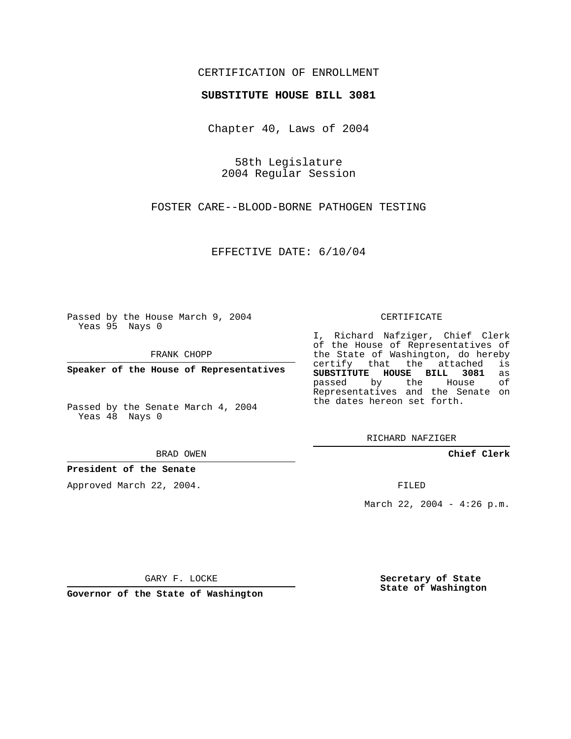CERTIFICATION OF ENROLLMENT

**SUBSTITUTE HOUSE BILL 3081**

Chapter 40, Laws of 2004

58th Legislature
2004 Regular Session

FOSTER CARE--BLOOD-BORNE PATHOGEN TESTING

EFFECTIVE DATE: 6/10/04

Passed by the House March 9, 2004
Yeas 95 Nays 0

FRANK CHOPP

**Speaker of the House of Representatives**

Passed by the Senate March 4, 2004
Yeas 48 Nays 0

BRAD OWEN

**President of the Senate**

Approved March 22, 2004.

GARY F. LOCKE

**Governor of the State of Washington**

CERTIFICATE

I, Richard Nafziger, Chief Clerk of the House of Representatives of the State of Washington, do hereby certify that the attached is **SUBSTITUTE HOUSE BILL 3081** as passed by the House of Representatives and the Senate on the dates hereon set forth.

RICHARD NAFZIGER

**Chief Clerk**

FILED

March 22, 2004 - 4:26 p.m.

**Secretary of State**
**State of Washington**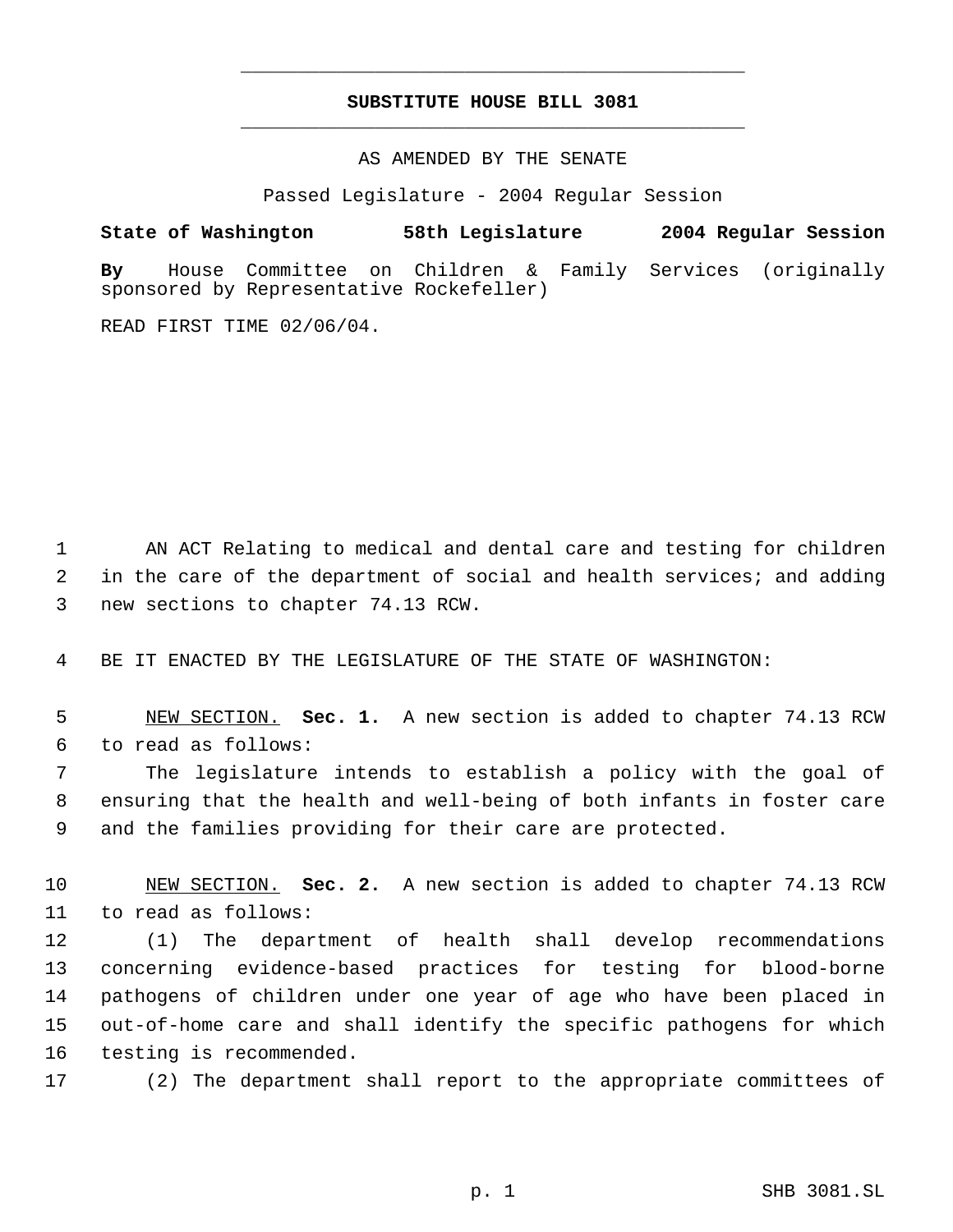# SUBSTITUTE HOUSE BILL 3081

AS AMENDED BY THE SENATE

Passed Legislature - 2004 Regular Session

**State of Washington 58th Legislature 2004 Regular Session**

**By** House Committee on Children & Family Services (originally sponsored by Representative Rockefeller)

READ FIRST TIME 02/06/04.

AN ACT Relating to medical and dental care and testing for children in the care of the department of social and health services; and adding new sections to chapter 74.13 RCW.

BE IT ENACTED BY THE LEGISLATURE OF THE STATE OF WASHINGTON:

NEW SECTION. **Sec. 1.** A new section is added to chapter 74.13 RCW to read as follows:

The legislature intends to establish a policy with the goal of ensuring that the health and well-being of both infants in foster care and the families providing for their care are protected.

NEW SECTION. **Sec. 2.** A new section is added to chapter 74.13 RCW to read as follows:

(1) The department of health shall develop recommendations concerning evidence-based practices for testing for blood-borne pathogens of children under one year of age who have been placed in out-of-home care and shall identify the specific pathogens for which testing is recommended.

(2) The department shall report to the appropriate committees of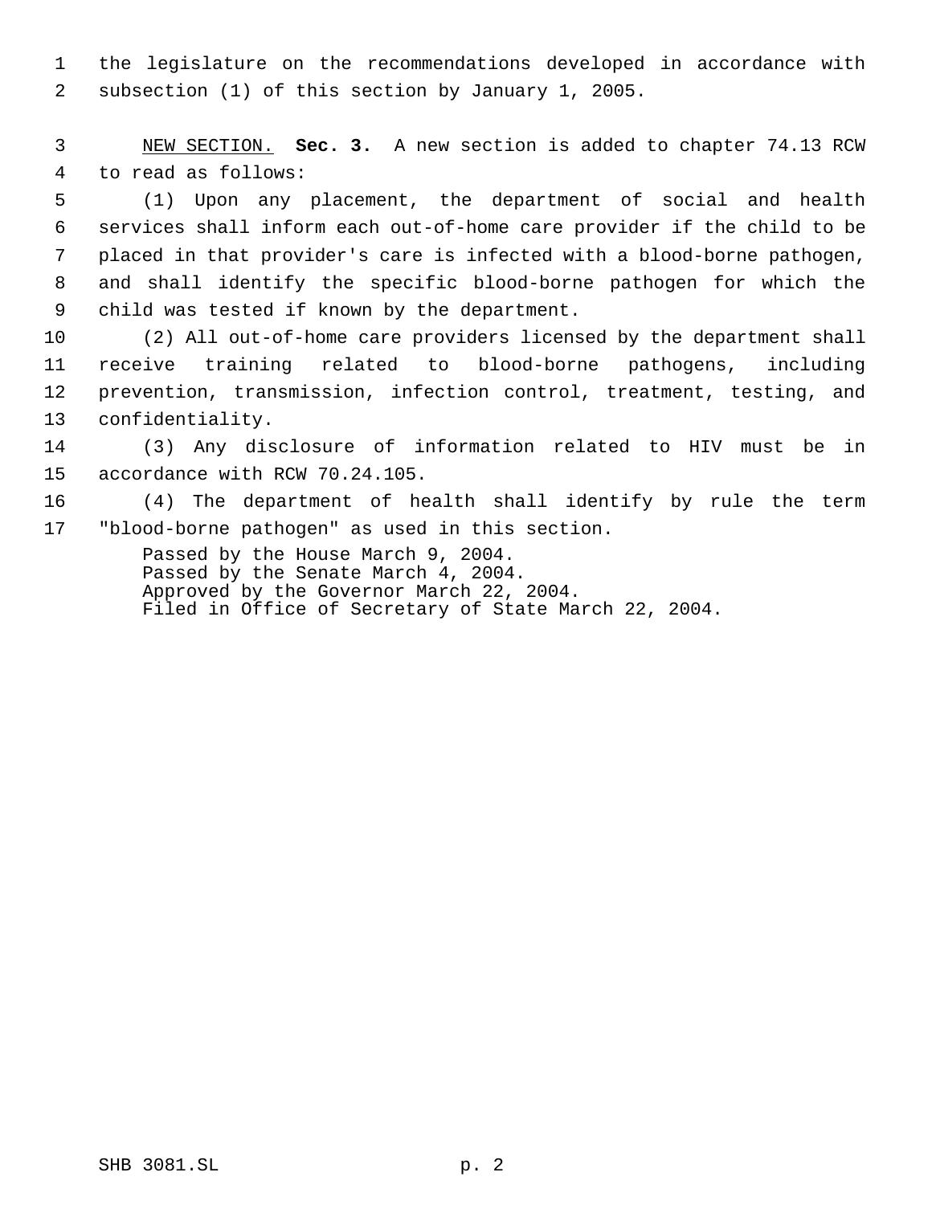the legislature on the recommendations developed in accordance with subsection (1) of this section by January 1, 2005.

NEW SECTION. **Sec. 3.** A new section is added to chapter 74.13 RCW to read as follows:

(1) Upon any placement, the department of social and health services shall inform each out-of-home care provider if the child to be placed in that provider's care is infected with a blood-borne pathogen, and shall identify the specific blood-borne pathogen for which the child was tested if known by the department.

(2) All out-of-home care providers licensed by the department shall receive training related to blood-borne pathogens, including prevention, transmission, infection control, treatment, testing, and confidentiality.

(3) Any disclosure of information related to HIV must be in accordance with RCW 70.24.105.

(4) The department of health shall identify by rule the term "blood-borne pathogen" as used in this section.

Passed by the House March 9, 2004.
Passed by the Senate March 4, 2004.
Approved by the Governor March 22, 2004.
Filed in Office of Secretary of State March 22, 2004.